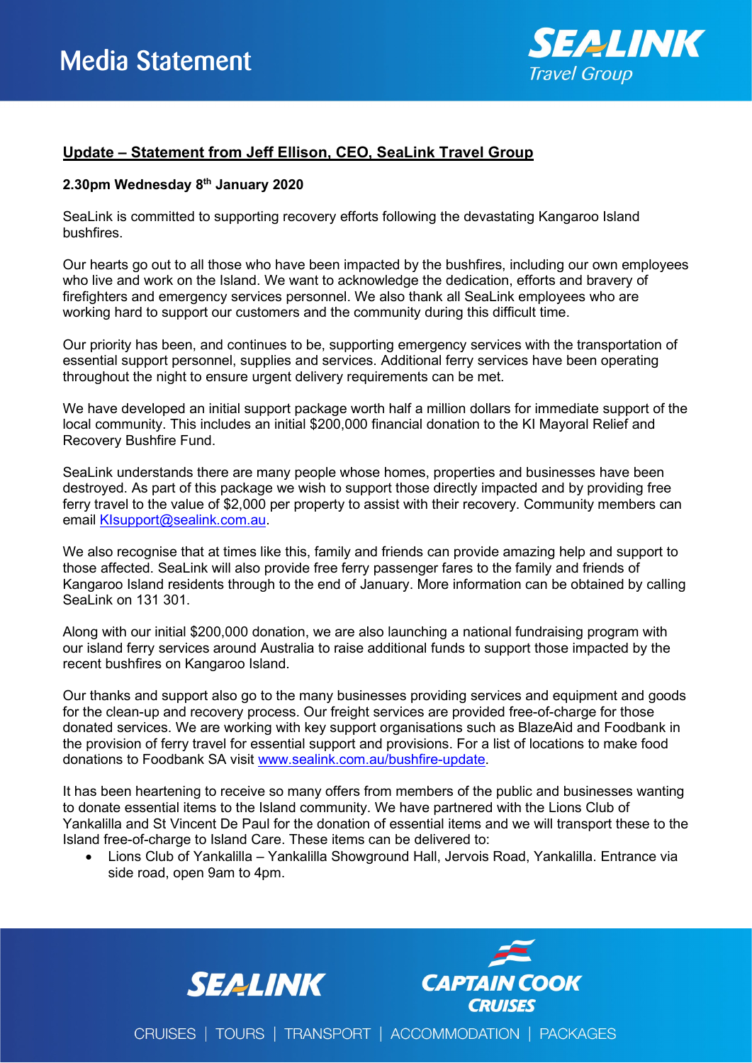# Media Statement

## Update – Statement from Jeff Ellison, CEO, SeaLink Travel Group

**2.30pm Wednesday 8th January 2020**

SeaLink is committed to supporting recovery efforts following the devastating Kangaroo Island bushfires.

Our hearts go out to all those who have been impacted by the bushfires, including our own employees who live and work on the Island. We want to acknowledge the dedication, efforts and bravery of firefighters and emergency services personnel. We also thank all SeaLink employees who are working hard to support our customers and the community during this difficult time.

Our priority has been, and continues to be, supporting emergency services with the transportation of essential support personnel, supplies and services. Additional ferry services have been operating throughout the night to ensure urgent delivery requirements can be met.

We have developed an initial support package worth half a million dollars for immediate support of the local community. This includes an initial $200,000 financial donation to the KI Mayoral Relief and Recovery Bushfire Fund.

SeaLink understands there are many people whose homes, properties and businesses have been destroyed. As part of this package we wish to support those directly impacted and by providing free ferry travel to the value of $2,000 per property to assist with their recovery. Community members can email KIsupport@sealink.com.au.

We also recognise that at times like this, family and friends can provide amazing help and support to those affected. SeaLink will also provide free ferry passenger fares to the family and friends of Kangaroo Island residents through to the end of January. More information can be obtained by calling SeaLink on 131 301.

Along with our initial $200,000 donation, we are also launching a national fundraising program with our island ferry services around Australia to raise additional funds to support those impacted by the recent bushfires on Kangaroo Island.

Our thanks and support also go to the many businesses providing services and equipment and goods for the clean-up and recovery process. Our freight services are provided free-of-charge for those donated services. We are working with key support organisations such as BlazeAid and Foodbank in the provision of ferry travel for essential support and provisions. For a list of locations to make food donations to Foodbank SA visit www.sealink.com.au/bushfire-update.

It has been heartening to receive so many offers from members of the public and businesses wanting to donate essential items to the Island community. We have partnered with the Lions Club of Yankalilla and St Vincent De Paul for the donation of essential items and we will transport these to the Island free-of-charge to Island Care. These items can be delivered to:

- Lions Club of Yankalilla – Yankalilla Showground Hall, Jervois Road, Yankalilla. Entrance via side road, open 9am to 4pm.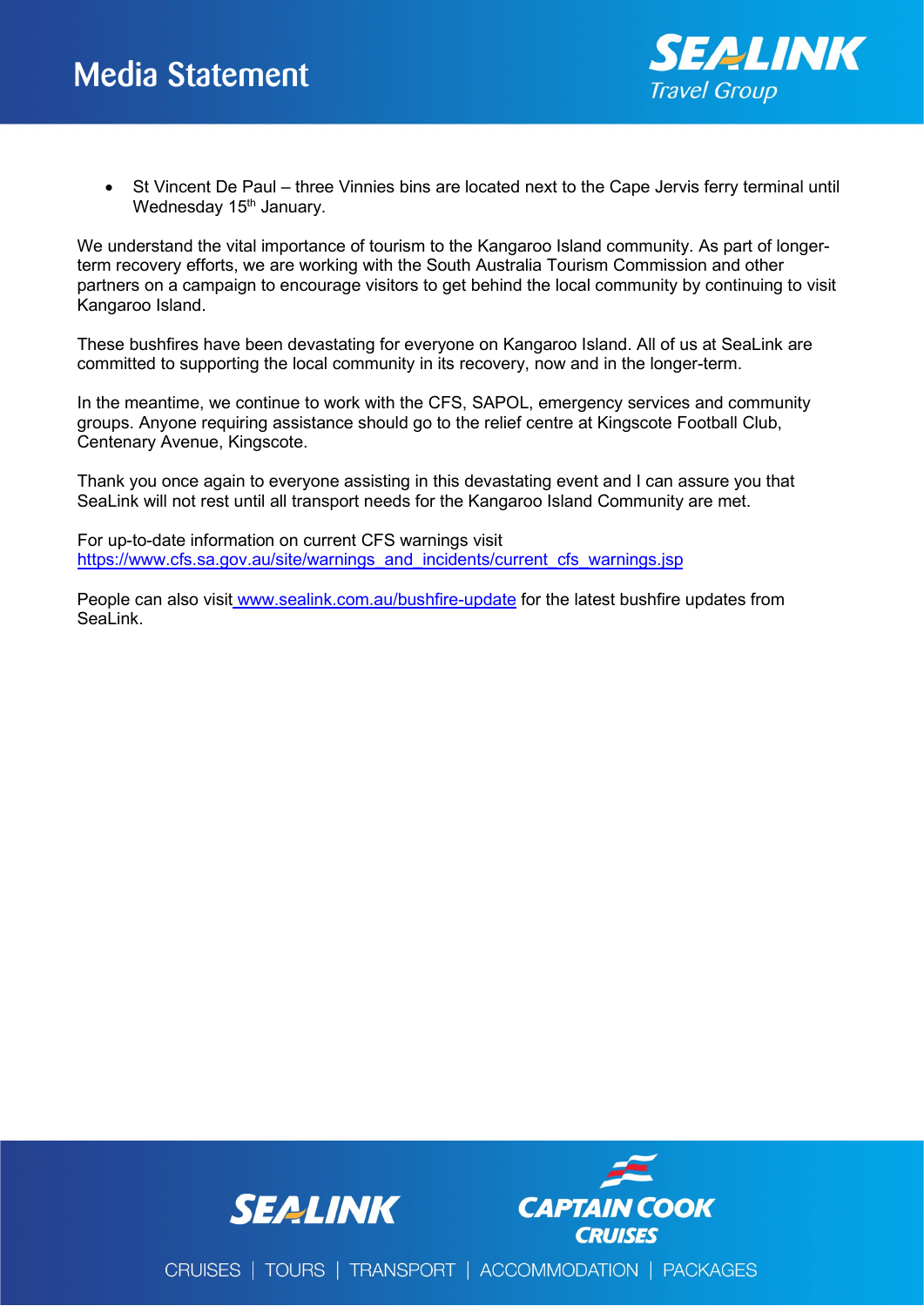- St Vincent De Paul – three Vinnies bins are located next to the Cape Jervis ferry terminal until Wednesday 15th January.

We understand the vital importance of tourism to the Kangaroo Island community. As part of longer-term recovery efforts, we are working with the South Australia Tourism Commission and other partners on a campaign to encourage visitors to get behind the local community by continuing to visit Kangaroo Island.

These bushfires have been devastating for everyone on Kangaroo Island. All of us at SeaLink are committed to supporting the local community in its recovery, now and in the longer-term.

In the meantime, we continue to work with the CFS, SAPOL, emergency services and community groups. Anyone requiring assistance should go to the relief centre at Kingscote Football Club, Centenary Avenue, Kingscote.

Thank you once again to everyone assisting in this devastating event and I can assure you that SeaLink will not rest until all transport needs for the Kangaroo Island Community are met.

For up-to-date information on current CFS warnings visit https://www.cfs.sa.gov.au/site/warnings_and_incidents/current_cfs_warnings.jsp

People can also visit www.sealink.com.au/bushfire-update for the latest bushfire updates from SeaLink.